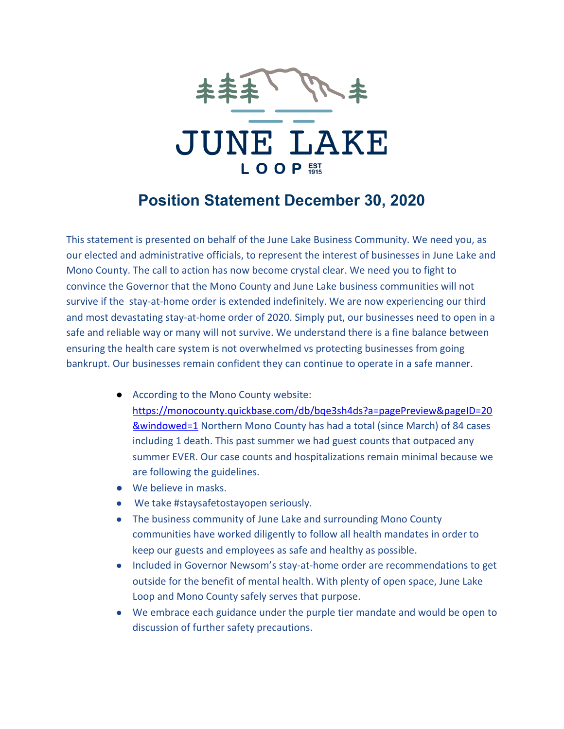JUNE LAKE

LOOP EST 1915

# Position Statement December 30, 2020

This statement is presented on behalf of the June Lake Business Community. We need you, as our elected and administrative officials, to represent the interest of businesses in June Lake and Mono County. The call to action has now become crystal clear. We need you to fight to convince the Governor that the Mono County and June Lake business communities will not survive if the stay-at-home order is extended indefinitely. We are now experiencing our third and most devastating stay-at-home order of 2020. Simply put, our businesses need to open in a safe and reliable way or many will not survive. We understand there is a fine balance between ensuring the health care system is not overwhelmed vs protecting businesses from going bankrupt. Our businesses remain confident they can continue to operate in a safe manner.

- According to the Mono County website: [https://monocounty.quickbase.com/db/bqe3sh4ds?a=pagePreview&pageID=20&windowed=1](https://monocounty.quickbase.com/db/bqe3sh4ds?a=pagePreview&pageID=20&windowed=1) Northern Mono County has had a total (since March) of 84 cases including 1 death. This past summer we had guest counts that outpaced any summer EVER. Our case counts and hospitalizations remain minimal because we are following the guidelines.
- We believe in masks.
- We take #staysafetostayopen seriously.
- The business community of June Lake and surrounding Mono County communities have worked diligently to follow all health mandates in order to keep our guests and employees as safe and healthy as possible.
- Included in Governor Newsom's stay-at-home order are recommendations to get outside for the benefit of mental health. With plenty of open space, June Lake Loop and Mono County safely serves that purpose.
- We embrace each guidance under the purple tier mandate and would be open to discussion of further safety precautions.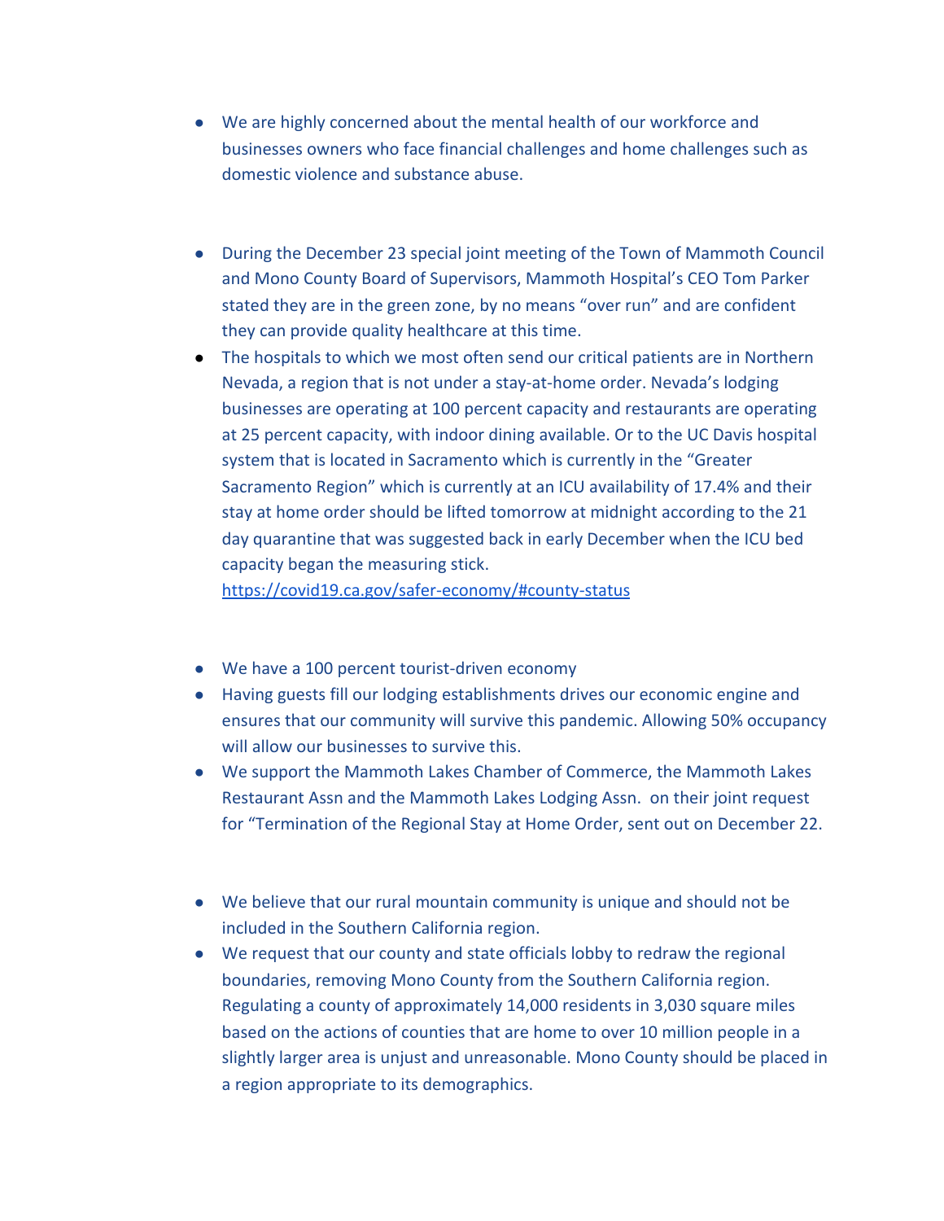- We are highly concerned about the mental health of our workforce and businesses owners who face financial challenges and home challenges such as domestic violence and substance abuse.

- During the December 23 special joint meeting of the Town of Mammoth Council and Mono County Board of Supervisors, Mammoth Hospital's CEO Tom Parker stated they are in the green zone, by no means "over run" and are confident they can provide quality healthcare at this time.
- The hospitals to which we most often send our critical patients are in Northern Nevada, a region that is not under a stay-at-home order. Nevada's lodging businesses are operating at 100 percent capacity and restaurants are operating at 25 percent capacity, with indoor dining available. Or to the UC Davis hospital system that is located in Sacramento which is currently in the "Greater Sacramento Region" which is currently at an ICU availability of 17.4% and their stay at home order should be lifted tomorrow at midnight according to the 21 day quarantine that was suggested back in early December when the ICU bed capacity began the measuring stick. [https://covid19.ca.gov/safer-economy/#county-status](https://covid19.ca.gov/safer-economy/#county-status)

- We have a 100 percent tourist-driven economy
- Having guests fill our lodging establishments drives our economic engine and ensures that our community will survive this pandemic. Allowing 50% occupancy will allow our businesses to survive this.
- We support the Mammoth Lakes Chamber of Commerce, the Mammoth Lakes Restaurant Assn and the Mammoth Lakes Lodging Assn. on their joint request for "Termination of the Regional Stay at Home Order, sent out on December 22.

- We believe that our rural mountain community is unique and should not be included in the Southern California region.
- We request that our county and state officials lobby to redraw the regional boundaries, removing Mono County from the Southern California region. Regulating a county of approximately 14,000 residents in 3,030 square miles based on the actions of counties that are home to over 10 million people in a slightly larger area is unjust and unreasonable. Mono County should be placed in a region appropriate to its demographics.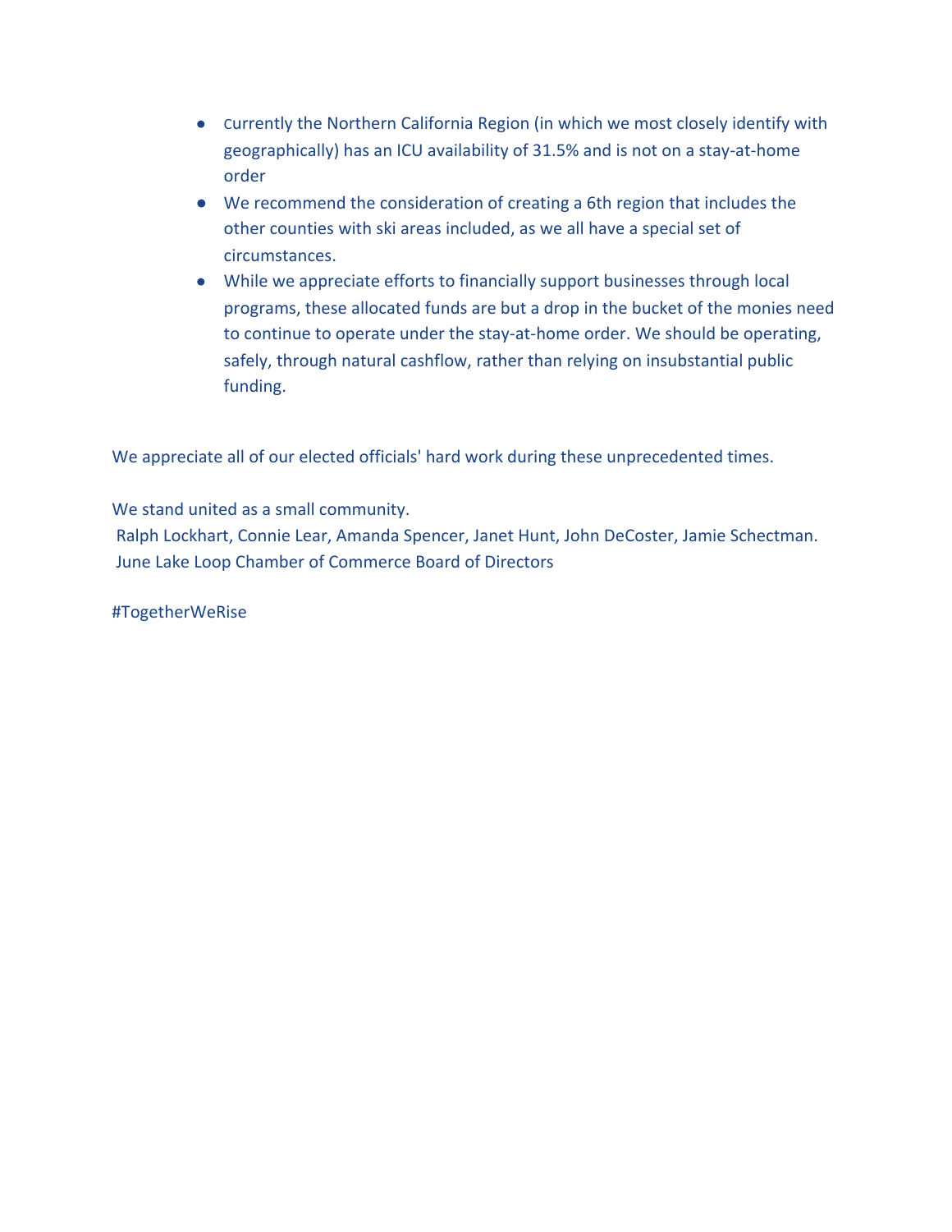- currently the Northern California Region (in which we most closely identify with geographically) has an ICU availability of 31.5% and is not on a stay-at-home order
- We recommend the consideration of creating a 6th region that includes the other counties with ski areas included, as we all have a special set of circumstances.
- While we appreciate efforts to financially support businesses through local programs, these allocated funds are but a drop in the bucket of the monies need to continue to operate under the stay-at-home order. We should be operating, safely, through natural cashflow, rather than relying on insubstantial public funding.

We appreciate all of our elected officials' hard work during these unprecedented times.

We stand united as a small community.
Ralph Lockhart, Connie Lear, Amanda Spencer, Janet Hunt, John DeCoster, Jamie Schectman.
June Lake Loop Chamber of Commerce Board of Directors

#TogetherWeRise